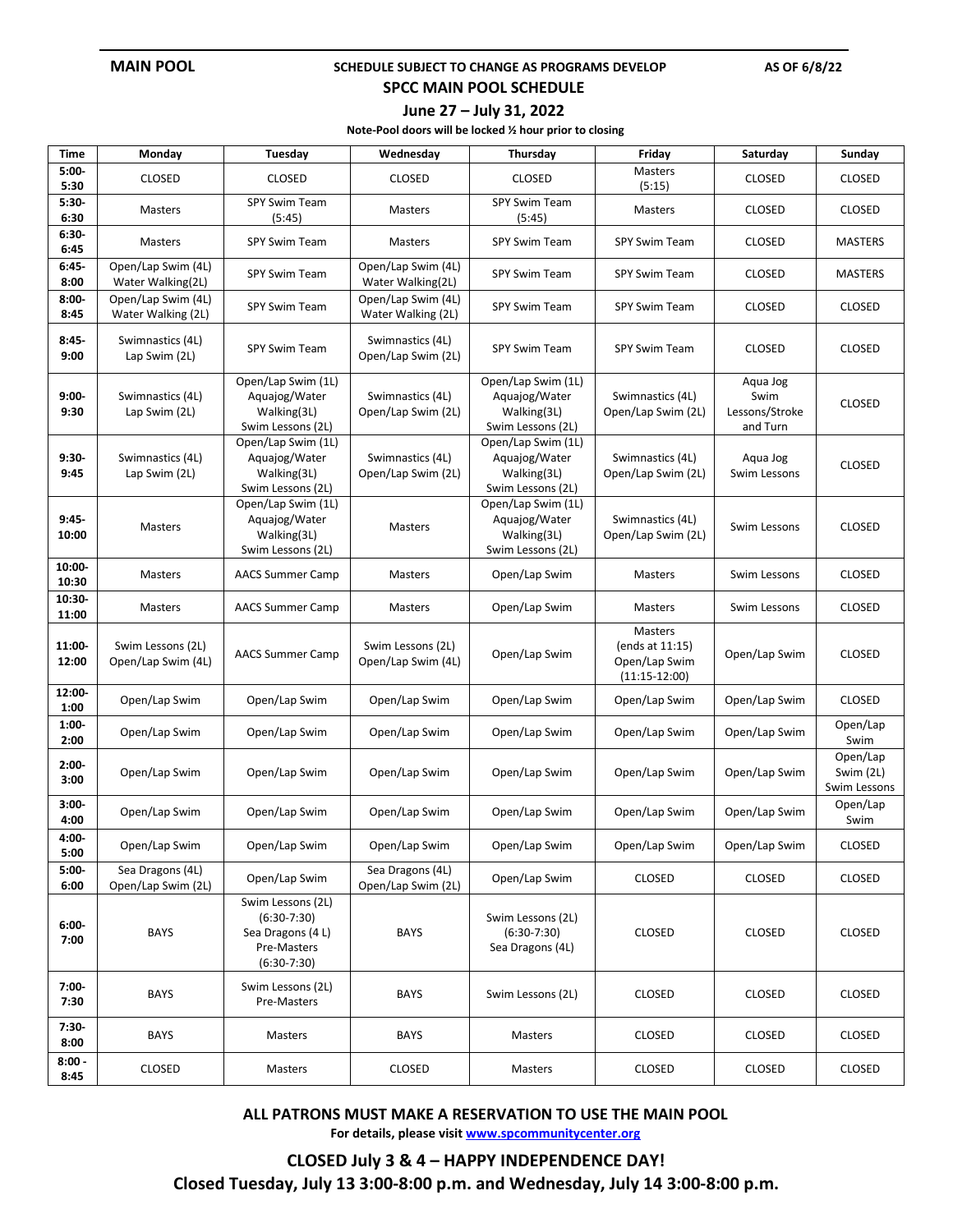**MAIN POOL** — SCHEDULE SUBJECT TO CHANGE AS PROGRAMS DEVELOP — AS OF 6/8/22

## SPCC MAIN POOL SCHEDULE

### June 27 – July 31, 2022

**Note-Pool doors will be locked ½ hour prior to closing**

| Time | Monday | Tuesday | Wednesday | Thursday | Friday | Saturday | Sunday |
|---|---|---|---|---|---|---|---|
| 5:00-5:30 | CLOSED | CLOSED | CLOSED | CLOSED | Masters (5:15) | CLOSED | CLOSED |
| 5:30-6:30 | Masters | SPY Swim Team (5:45) | Masters | SPY Swim Team (5:45) | Masters | CLOSED | CLOSED |
| 6:30-6:45 | Masters | SPY Swim Team | Masters | SPY Swim Team | SPY Swim Team | CLOSED | MASTERS |
| 6:45-8:00 | Open/Lap Swim (4L) Water Walking(2L) | SPY Swim Team | Open/Lap Swim (4L) Water Walking(2L) | SPY Swim Team | SPY Swim Team | CLOSED | MASTERS |
| 8:00-8:45 | Open/Lap Swim (4L) Water Walking (2L) | SPY Swim Team | Open/Lap Swim (4L) Water Walking (2L) | SPY Swim Team | SPY Swim Team | CLOSED | CLOSED |
| 8:45-9:00 | Swimnastics (4L) Lap Swim (2L) | SPY Swim Team | Swimnastics (4L) Open/Lap Swim (2L) | SPY Swim Team | SPY Swim Team | CLOSED | CLOSED |
| 9:00-9:30 | Swimnastics (4L) Lap Swim (2L) | Open/Lap Swim (1L) Aquajog/Water Walking(3L) Swim Lessons (2L) | Swimnastics (4L) Open/Lap Swim (2L) | Open/Lap Swim (1L) Aquajog/Water Walking(3L) Swim Lessons (2L) | Swimnastics (4L) Open/Lap Swim (2L) | Aqua Jog Swim Lessons/Stroke and Turn | CLOSED |
| 9:30-9:45 | Swimnastics (4L) Lap Swim (2L) | Open/Lap Swim (1L) Aquajog/Water Walking(3L) Swim Lessons (2L) | Swimnastics (4L) Open/Lap Swim (2L) | Open/Lap Swim (1L) Aquajog/Water Walking(3L) Swim Lessons (2L) | Swimnastics (4L) Open/Lap Swim (2L) | Aqua Jog Swim Lessons | CLOSED |
| 9:45-10:00 | Masters | Open/Lap Swim (1L) Aquajog/Water Walking(3L) Swim Lessons (2L) | Masters | Open/Lap Swim (1L) Aquajog/Water Walking(3L) Swim Lessons (2L) | Swimnastics (4L) Open/Lap Swim (2L) | Swim Lessons | CLOSED |
| 10:00-10:30 | Masters | AACS Summer Camp | Masters | Open/Lap Swim | Masters | Swim Lessons | CLOSED |
| 10:30-11:00 | Masters | AACS Summer Camp | Masters | Open/Lap Swim | Masters | Swim Lessons | CLOSED |
| 11:00-12:00 | Swim Lessons (2L) Open/Lap Swim (4L) | AACS Summer Camp | Swim Lessons (2L) Open/Lap Swim (4L) | Open/Lap Swim | Masters (ends at 11:15) Open/Lap Swim (11:15-12:00) | Open/Lap Swim | CLOSED |
| 12:00-1:00 | Open/Lap Swim | Open/Lap Swim | Open/Lap Swim | Open/Lap Swim | Open/Lap Swim | Open/Lap Swim | CLOSED |
| 1:00-2:00 | Open/Lap Swim | Open/Lap Swim | Open/Lap Swim | Open/Lap Swim | Open/Lap Swim | Open/Lap Swim | Open/Lap Swim |
| 2:00-3:00 | Open/Lap Swim | Open/Lap Swim | Open/Lap Swim | Open/Lap Swim | Open/Lap Swim | Open/Lap Swim | Open/Lap Swim (2L) Swim Lessons |
| 3:00-4:00 | Open/Lap Swim | Open/Lap Swim | Open/Lap Swim | Open/Lap Swim | Open/Lap Swim | Open/Lap Swim | Open/Lap Swim |
| 4:00-5:00 | Open/Lap Swim | Open/Lap Swim | Open/Lap Swim | Open/Lap Swim | Open/Lap Swim | Open/Lap Swim | CLOSED |
| 5:00-6:00 | Sea Dragons (4L) Open/Lap Swim (2L) | Open/Lap Swim | Sea Dragons (4L) Open/Lap Swim (2L) | Open/Lap Swim | CLOSED | CLOSED | CLOSED |
| 6:00-7:00 | BAYS | Swim Lessons (2L) (6:30-7:30) Sea Dragons (4 L) Pre-Masters (6:30-7:30) | BAYS | Swim Lessons (2L) (6:30-7:30) Sea Dragons (4L) | CLOSED | CLOSED | CLOSED |
| 7:00-7:30 | BAYS | Swim Lessons (2L) Pre-Masters | BAYS | Swim Lessons (2L) | CLOSED | CLOSED | CLOSED |
| 7:30-8:00 | BAYS | Masters | BAYS | Masters | CLOSED | CLOSED | CLOSED |
| 8:00 - 8:45 | CLOSED | Masters | CLOSED | Masters | CLOSED | CLOSED | CLOSED |

**ALL PATRONS MUST MAKE A RESERVATION TO USE THE MAIN POOL**

**For details, please visit [www.spcommunitycenter.org](www.spcommunitycenter.org)**

**CLOSED July 3 & 4 – HAPPY INDEPENDENCE DAY!**

**Closed Tuesday, July 13 3:00-8:00 p.m. and Wednesday, July 14 3:00-8:00 p.m.**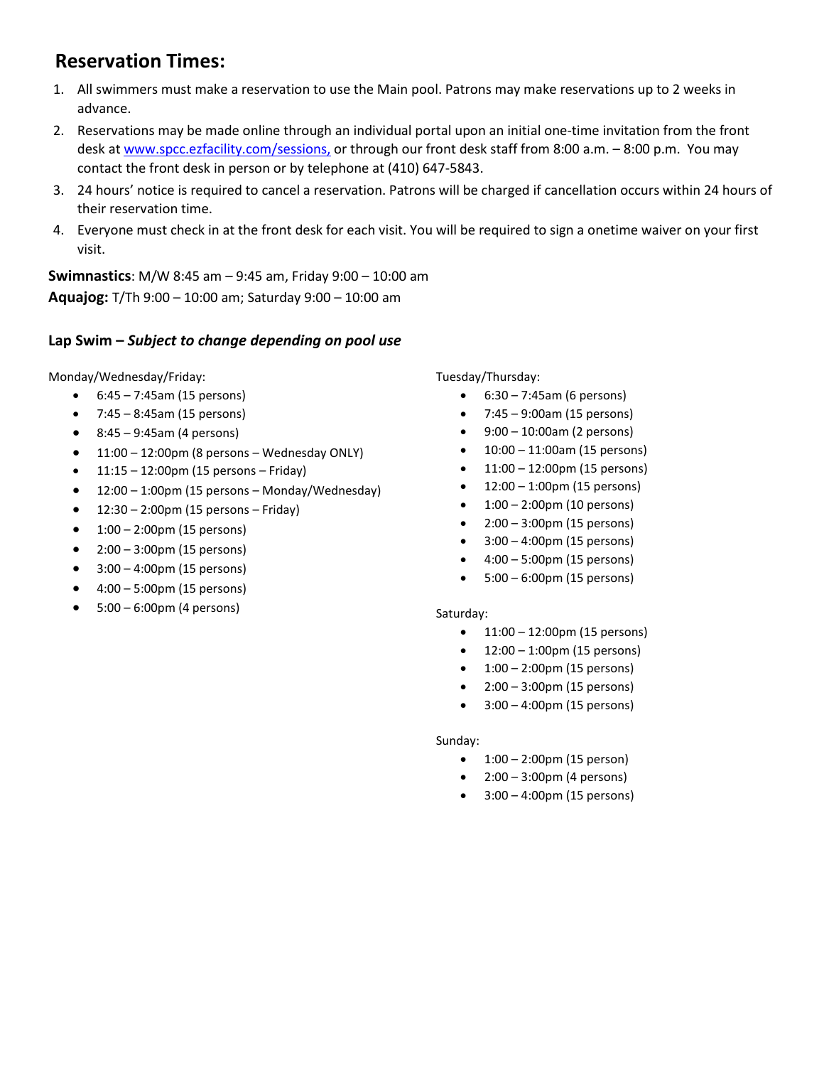## Reservation Times:

1. All swimmers must make a reservation to use the Main pool. Patrons may make reservations up to 2 weeks in advance.
2. Reservations may be made online through an individual portal upon an initial one-time invitation from the front desk at [www.spcc.ezfacility.com/sessions,](www.spcc.ezfacility.com/sessions) or through our front desk staff from 8:00 a.m. – 8:00 p.m. You may contact the front desk in person or by telephone at (410) 647-5843.
3. 24 hours' notice is required to cancel a reservation. Patrons will be charged if cancellation occurs within 24 hours of their reservation time.
4. Everyone must check in at the front desk for each visit. You will be required to sign a onetime waiver on your first visit.

**Swimnastics**: M/W 8:45 am – 9:45 am, Friday 9:00 – 10:00 am

**Aquajog:** T/Th 9:00 – 10:00 am; Saturday 9:00 – 10:00 am

**Lap Swim – *Subject to change depending on pool use***

Monday/Wednesday/Friday:

- 6:45 – 7:45am (15 persons)
- 7:45 – 8:45am (15 persons)
- 8:45 – 9:45am (4 persons)
- 11:00 – 12:00pm (8 persons – Wednesday ONLY)
- 11:15 – 12:00pm (15 persons – Friday)
- 12:00 – 1:00pm (15 persons – Monday/Wednesday)
- 12:30 – 2:00pm (15 persons – Friday)
- 1:00 – 2:00pm (15 persons)
- 2:00 – 3:00pm (15 persons)
- 3:00 – 4:00pm (15 persons)
- 4:00 – 5:00pm (15 persons)
- 5:00 – 6:00pm (4 persons)

Tuesday/Thursday:

- 6:30 – 7:45am (6 persons)
- 7:45 – 9:00am (15 persons)
- 9:00 – 10:00am (2 persons)
- 10:00 – 11:00am (15 persons)
- 11:00 – 12:00pm (15 persons)
- 12:00 – 1:00pm (15 persons)
- 1:00 – 2:00pm (10 persons)
- 2:00 – 3:00pm (15 persons)
- 3:00 – 4:00pm (15 persons)
- 4:00 – 5:00pm (15 persons)
- 5:00 – 6:00pm (15 persons)

Saturday:

- 11:00 – 12:00pm (15 persons)
- 12:00 – 1:00pm (15 persons)
- 1:00 – 2:00pm (15 persons)
- 2:00 – 3:00pm (15 persons)
- 3:00 – 4:00pm (15 persons)

Sunday:

- 1:00 – 2:00pm (15 person)
- 2:00 – 3:00pm (4 persons)
- 3:00 – 4:00pm (15 persons)